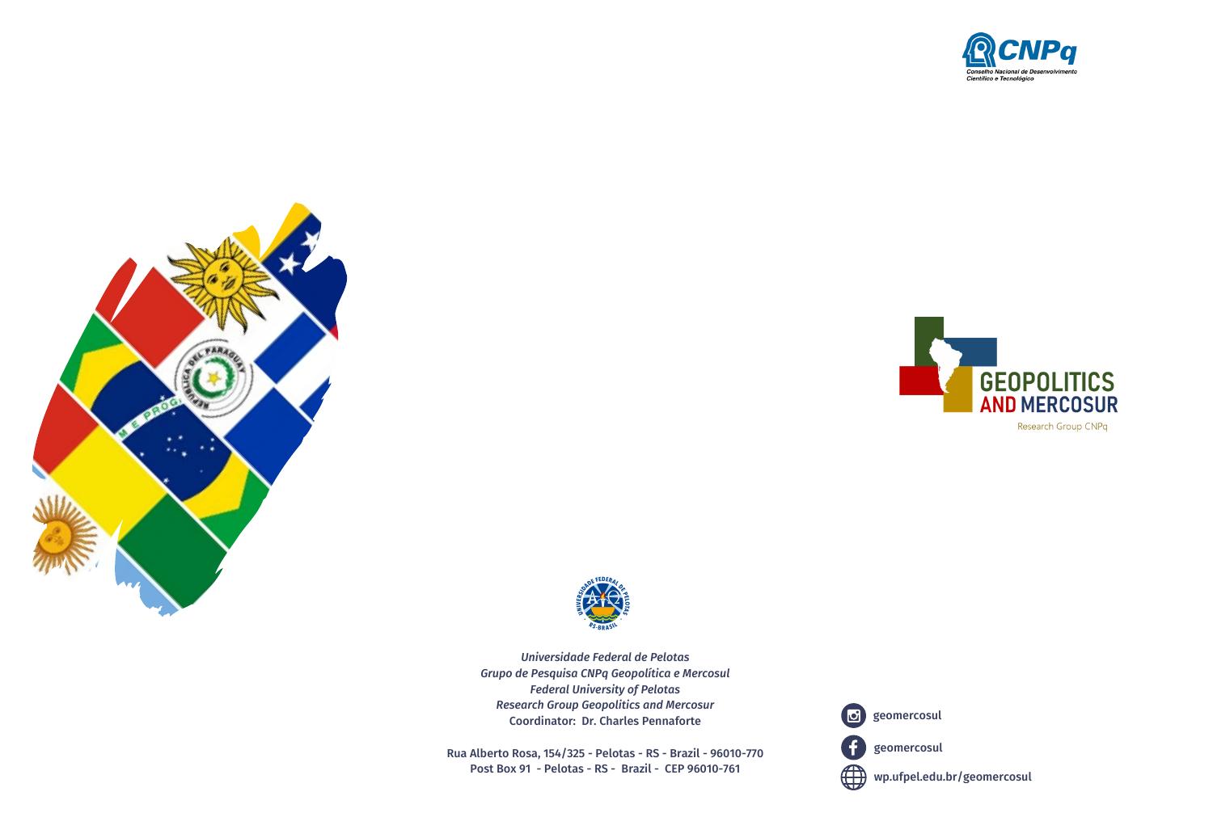GEOPOLITICS AND MERCOSUR

Research Group CNPq

*Universidade Federal de Pelotas*
*Grupo de Pesquisa CNPq Geopolítica e Mercosul*
*Federal University of Pelotas*
*Research Group Geopolitics and Mercosur*
Coordinator: Dr. Charles Pennaforte

Rua Alberto Rosa, 154/325 - Pelotas - RS - Brazil - 96010-770
Post Box 91 - Pelotas - RS - Brazil - CEP 96010-761

geomercosul

geomercosul

wp.ufpel.edu.br/geomercosul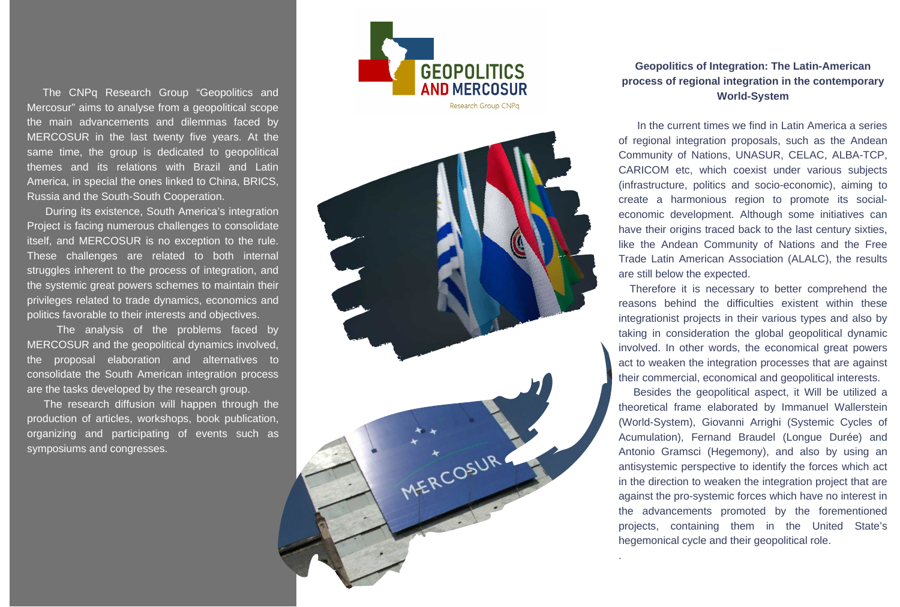The CNPq Research Group "Geopolitics and Mercosur" aims to analyse from a geopolitical scope the main advancements and dilemmas faced by MERCOSUR in the last twenty five years. At the same time, the group is dedicated to geopolitical themes and its relations with Brazil and Latin America, in special the ones linked to China, BRICS, Russia and the South-South Cooperation.

During its existence, South America's integration Project is facing numerous challenges to consolidate itself, and MERCOSUR is no exception to the rule. These challenges are related to both internal struggles inherent to the process of integration, and the systemic great powers schemes to maintain their privileges related to trade dynamics, economics and politics favorable to their interests and objectives.

The analysis of the problems faced by MERCOSUR and the geopolitical dynamics involved, the proposal elaboration and alternatives to consolidate the South American integration process are the tasks developed by the research group.

The research diffusion will happen through the production of articles, workshops, book publication, organizing and participating of events such as symposiums and congresses.

GEOPOLITICS AND MERCOSUR

Research Group CNPq

### Geopolitics of Integration: The Latin-American process of regional integration in the contemporary World-System

In the current times we find in Latin America a series of regional integration proposals, such as the Andean Community of Nations, UNASUR, CELAC, ALBA-TCP, CARICOM etc, which coexist under various subjects (infrastructure, politics and socio-economic), aiming to create a harmonious region to promote its social-economic development. Although some initiatives can have their origins traced back to the last century sixties, like the Andean Community of Nations and the Free Trade Latin American Association (ALALC), the results are still below the expected.

Therefore it is necessary to better comprehend the reasons behind the difficulties existent within these integrationist projects in their various types and also by taking in consideration the global geopolitical dynamic involved. In other words, the economical great powers act to weaken the integration processes that are against their commercial, economical and geopolitical interests.

Besides the geopolitical aspect, it Will be utilized a theoretical frame elaborated by Immanuel Wallerstein (World-System), Giovanni Arrighi (Systemic Cycles of Acumulation), Fernand Braudel (Longue Durée) and Antonio Gramsci (Hegemony), and also by using an antisystemic perspective to identify the forces which act in the direction to weaken the integration project that are against the pro-systemic forces which have no interest in the advancements promoted by the forementioned projects, containing them in the United State's hegemonical cycle and their geopolitical role.